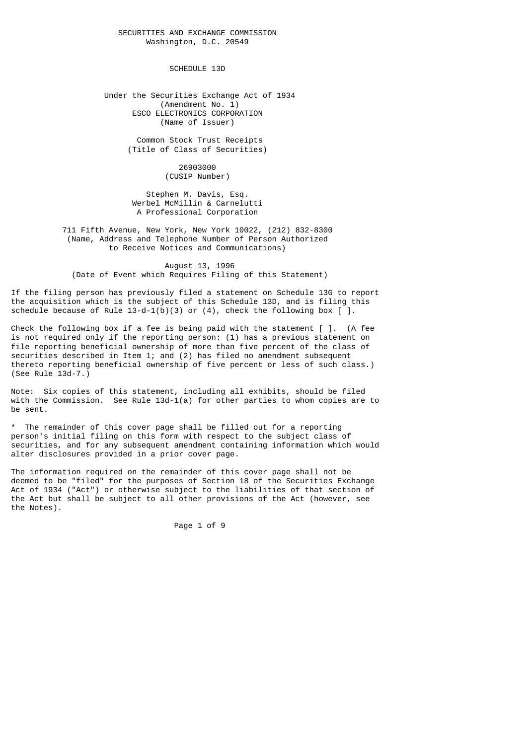SECURITIES AND EXCHANGE COMMISSION
Washington, D.C. 20549

# SCHEDULE 13D

Under the Securities Exchange Act of 1934
(Amendment No. 1)
ESCO ELECTRONICS CORPORATION
(Name of Issuer)

Common Stock Trust Receipts
(Title of Class of Securities)

26903000
(CUSIP Number)

Stephen M. Davis, Esq.
Werbel McMillin & Carnelutti
A Professional Corporation

711 Fifth Avenue, New York, New York 10022, (212) 832-8300
(Name, Address and Telephone Number of Person Authorized
to Receive Notices and Communications)

August 13, 1996
(Date of Event which Requires Filing of this Statement)

If the filing person has previously filed a statement on Schedule 13G to report the acquisition which is the subject of this Schedule 13D, and is filing this schedule because of Rule 13-d-1(b)(3) or (4), check the following box [ ].

Check the following box if a fee is being paid with the statement [ ]. (A fee is not required only if the reporting person: (1) has a previous statement on file reporting beneficial ownership of more than five percent of the class of securities described in Item 1; and (2) has filed no amendment subsequent thereto reporting beneficial ownership of five percent or less of such class.) (See Rule 13d-7.)

Note: Six copies of this statement, including all exhibits, should be filed with the Commission. See Rule 13d-1(a) for other parties to whom copies are to be sent.

* The remainder of this cover page shall be filled out for a reporting person's initial filing on this form with respect to the subject class of securities, and for any subsequent amendment containing information which would alter disclosures provided in a prior cover page.

The information required on the remainder of this cover page shall not be deemed to be "filed" for the purposes of Section 18 of the Securities Exchange Act of 1934 ("Act") or otherwise subject to the liabilities of that section of the Act but shall be subject to all other provisions of the Act (however, see the Notes).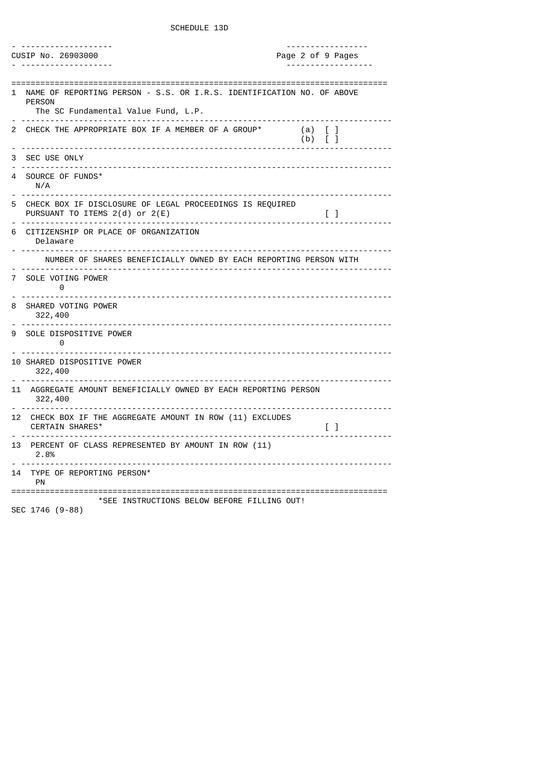SCHEDULE 13D

CUSIP No. 26903000

| | |
|---|---|
| 1 NAME OF REPORTING PERSON - S.S. OR I.R.S. IDENTIFICATION NO. OF ABOVE PERSON<br>The SC Fundamental Value Fund, L.P. | |
| 2 CHECK THE APPROPRIATE BOX IF A MEMBER OF A GROUP* | (a) [ ]<br>(b) [ ] |
| 3 SEC USE ONLY | |
| 4 SOURCE OF FUNDS*<br>N/A | |
| 5 CHECK BOX IF DISCLOSURE OF LEGAL PROCEEDINGS IS REQUIRED PURSUANT TO ITEMS 2(d) or 2(E) | [ ] |
| 6 CITIZENSHIP OR PLACE OF ORGANIZATION<br>Delaware | |
| NUMBER OF SHARES BENEFICIALLY OWNED BY EACH REPORTING PERSON WITH | |
| 7 SOLE VOTING POWER<br>0 | |
| 8 SHARED VOTING POWER<br>322,400 | |
| 9 SOLE DISPOSITIVE POWER<br>0 | |
| 10 SHARED DISPOSITIVE POWER<br>322,400 | |
| 11 AGGREGATE AMOUNT BENEFICIALLY OWNED BY EACH REPORTING PERSON<br>322,400 | |
| 12 CHECK BOX IF THE AGGREGATE AMOUNT IN ROW (11) EXCLUDES CERTAIN SHARES* | [ ] |
| 13 PERCENT OF CLASS REPRESENTED BY AMOUNT IN ROW (11)<br>2.8% | |
| 14 TYPE OF REPORTING PERSON*<br>PN | |

*SEE INSTRUCTIONS BELOW BEFORE FILLING OUT!

SEC 1746 (9-88)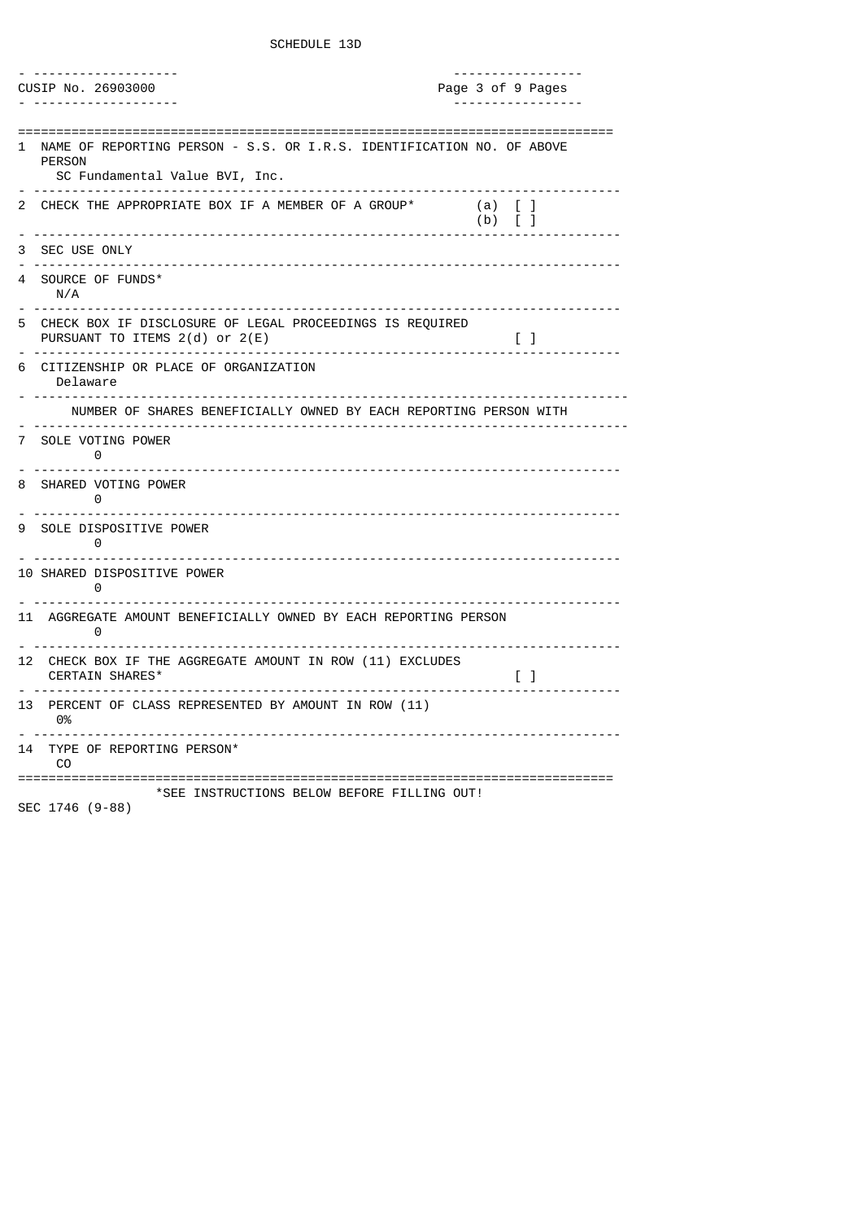SCHEDULE 13D

CUSIP No. 26903000

| | |
|---|---|
| 1 | NAME OF REPORTING PERSON - S.S. OR I.R.S. IDENTIFICATION NO. OF ABOVE PERSON<br>SC Fundamental Value BVI, Inc. |
| 2 | CHECK THE APPROPRIATE BOX IF A MEMBER OF A GROUP* (a) [ ] (b) [ ] |
| 3 | SEC USE ONLY |
| 4 | SOURCE OF FUNDS*<br>N/A |
| 5 | CHECK BOX IF DISCLOSURE OF LEGAL PROCEEDINGS IS REQUIRED PURSUANT TO ITEMS 2(d) or 2(E) [ ] |
| 6 | CITIZENSHIP OR PLACE OF ORGANIZATION<br>Delaware |
| | NUMBER OF SHARES BENEFICIALLY OWNED BY EACH REPORTING PERSON WITH |
| 7 | SOLE VOTING POWER<br>0 |
| 8 | SHARED VOTING POWER<br>0 |
| 9 | SOLE DISPOSITIVE POWER<br>0 |
| 10 | SHARED DISPOSITIVE POWER<br>0 |
| 11 | AGGREGATE AMOUNT BENEFICIALLY OWNED BY EACH REPORTING PERSON<br>0 |
| 12 | CHECK BOX IF THE AGGREGATE AMOUNT IN ROW (11) EXCLUDES CERTAIN SHARES* [ ] |
| 13 | PERCENT OF CLASS REPRESENTED BY AMOUNT IN ROW (11)<br>0% |
| 14 | TYPE OF REPORTING PERSON*<br>CO |

*SEE INSTRUCTIONS BELOW BEFORE FILLING OUT!

SEC 1746 (9-88)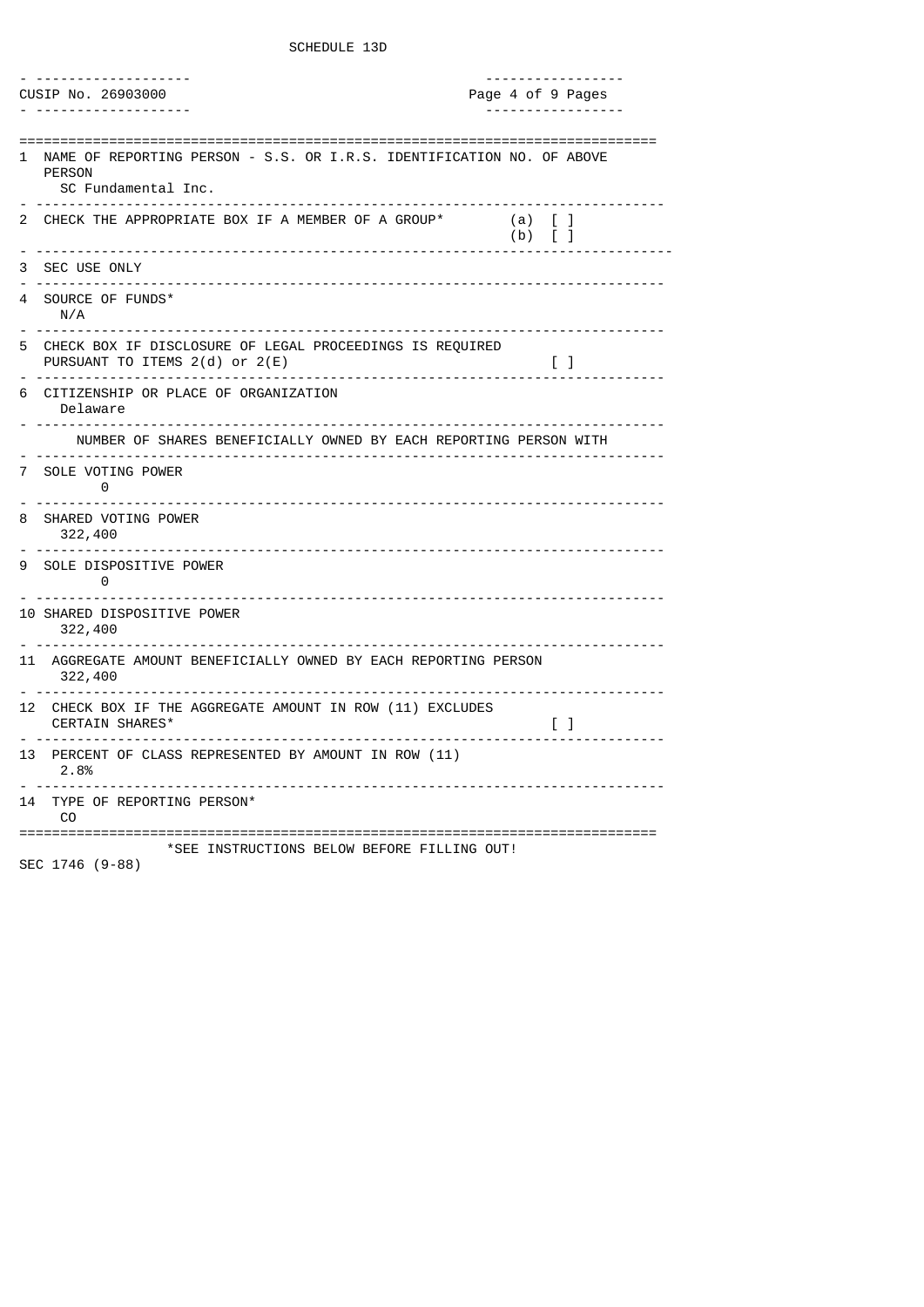SCHEDULE 13D

CUSIP No. 26903000

| | |
|---|---|
| 1 | NAME OF REPORTING PERSON - S.S. OR I.R.S. IDENTIFICATION NO. OF ABOVE PERSON<br>SC Fundamental Inc. |
| 2 | CHECK THE APPROPRIATE BOX IF A MEMBER OF A GROUP* (a) [ ] (b) [ ] |
| 3 | SEC USE ONLY |
| 4 | SOURCE OF FUNDS*<br>N/A |
| 5 | CHECK BOX IF DISCLOSURE OF LEGAL PROCEEDINGS IS REQUIRED PURSUANT TO ITEMS 2(d) or 2(E) [ ] |
| 6 | CITIZENSHIP OR PLACE OF ORGANIZATION<br>Delaware |
| | NUMBER OF SHARES BENEFICIALLY OWNED BY EACH REPORTING PERSON WITH |
| 7 | SOLE VOTING POWER<br>0 |
| 8 | SHARED VOTING POWER<br>322,400 |
| 9 | SOLE DISPOSITIVE POWER<br>0 |
| 10 | SHARED DISPOSITIVE POWER<br>322,400 |
| 11 | AGGREGATE AMOUNT BENEFICIALLY OWNED BY EACH REPORTING PERSON<br>322,400 |
| 12 | CHECK BOX IF THE AGGREGATE AMOUNT IN ROW (11) EXCLUDES CERTAIN SHARES* [ ] |
| 13 | PERCENT OF CLASS REPRESENTED BY AMOUNT IN ROW (11)<br>2.8% |
| 14 | TYPE OF REPORTING PERSON*<br>CO |

*SEE INSTRUCTIONS BELOW BEFORE FILLING OUT!

SEC 1746 (9-88)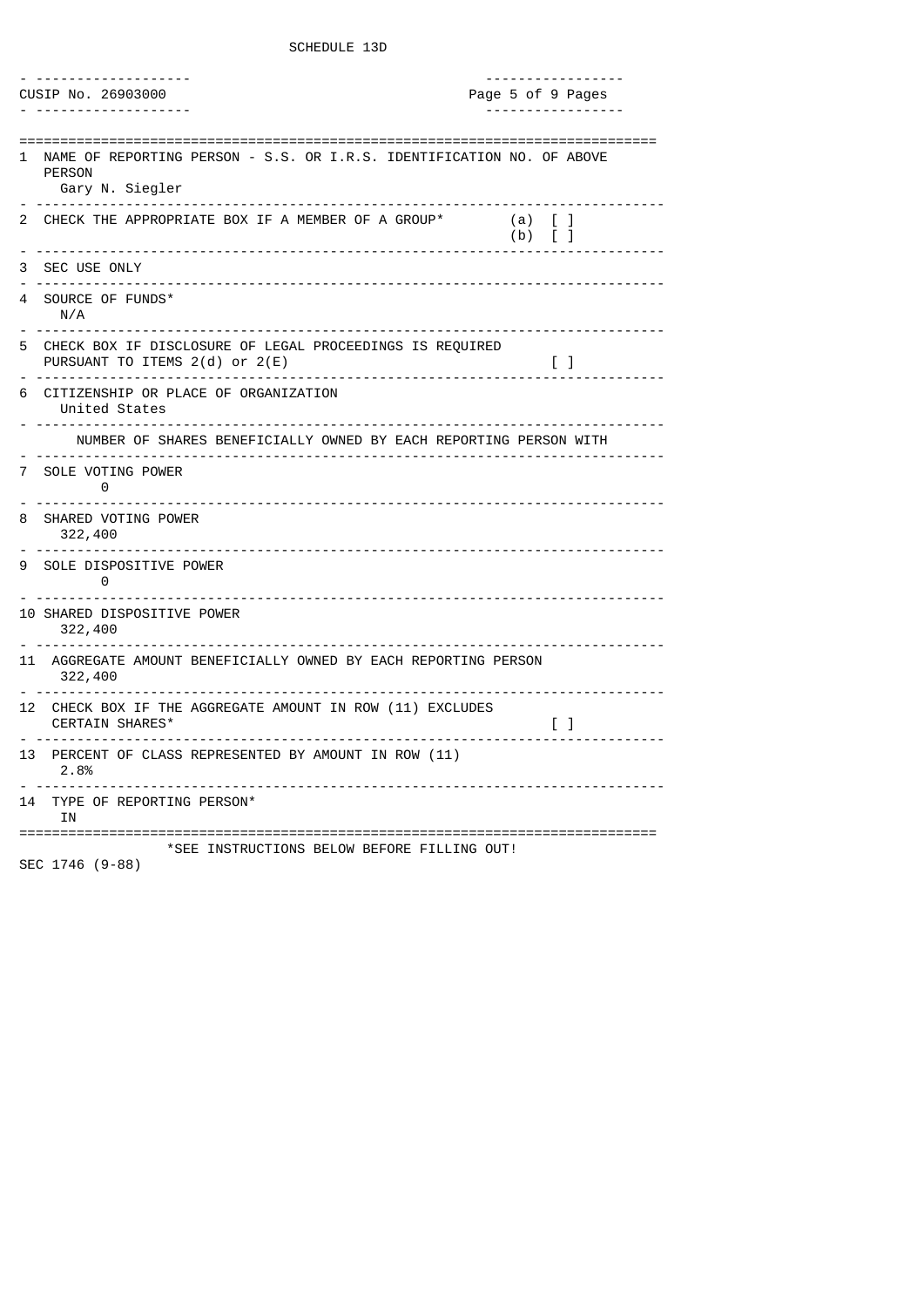SCHEDULE 13D

CUSIP No. 26903000

| | |
|---|---|
| 1 | NAME OF REPORTING PERSON - S.S. OR I.R.S. IDENTIFICATION NO. OF ABOVE PERSON<br>Gary N. Siegler |
| 2 | CHECK THE APPROPRIATE BOX IF A MEMBER OF A GROUP* (a) [ ] (b) [ ] |
| 3 | SEC USE ONLY |
| 4 | SOURCE OF FUNDS*<br>N/A |
| 5 | CHECK BOX IF DISCLOSURE OF LEGAL PROCEEDINGS IS REQUIRED PURSUANT TO ITEMS 2(d) or 2(E) [ ] |
| 6 | CITIZENSHIP OR PLACE OF ORGANIZATION<br>United States |
| | NUMBER OF SHARES BENEFICIALLY OWNED BY EACH REPORTING PERSON WITH |
| 7 | SOLE VOTING POWER<br>0 |
| 8 | SHARED VOTING POWER<br>322,400 |
| 9 | SOLE DISPOSITIVE POWER<br>0 |
| 10 | SHARED DISPOSITIVE POWER<br>322,400 |
| 11 | AGGREGATE AMOUNT BENEFICIALLY OWNED BY EACH REPORTING PERSON<br>322,400 |
| 12 | CHECK BOX IF THE AGGREGATE AMOUNT IN ROW (11) EXCLUDES CERTAIN SHARES* [ ] |
| 13 | PERCENT OF CLASS REPRESENTED BY AMOUNT IN ROW (11)<br>2.8% |
| 14 | TYPE OF REPORTING PERSON*<br>IN |

*SEE INSTRUCTIONS BELOW BEFORE FILLING OUT!

SEC 1746 (9-88)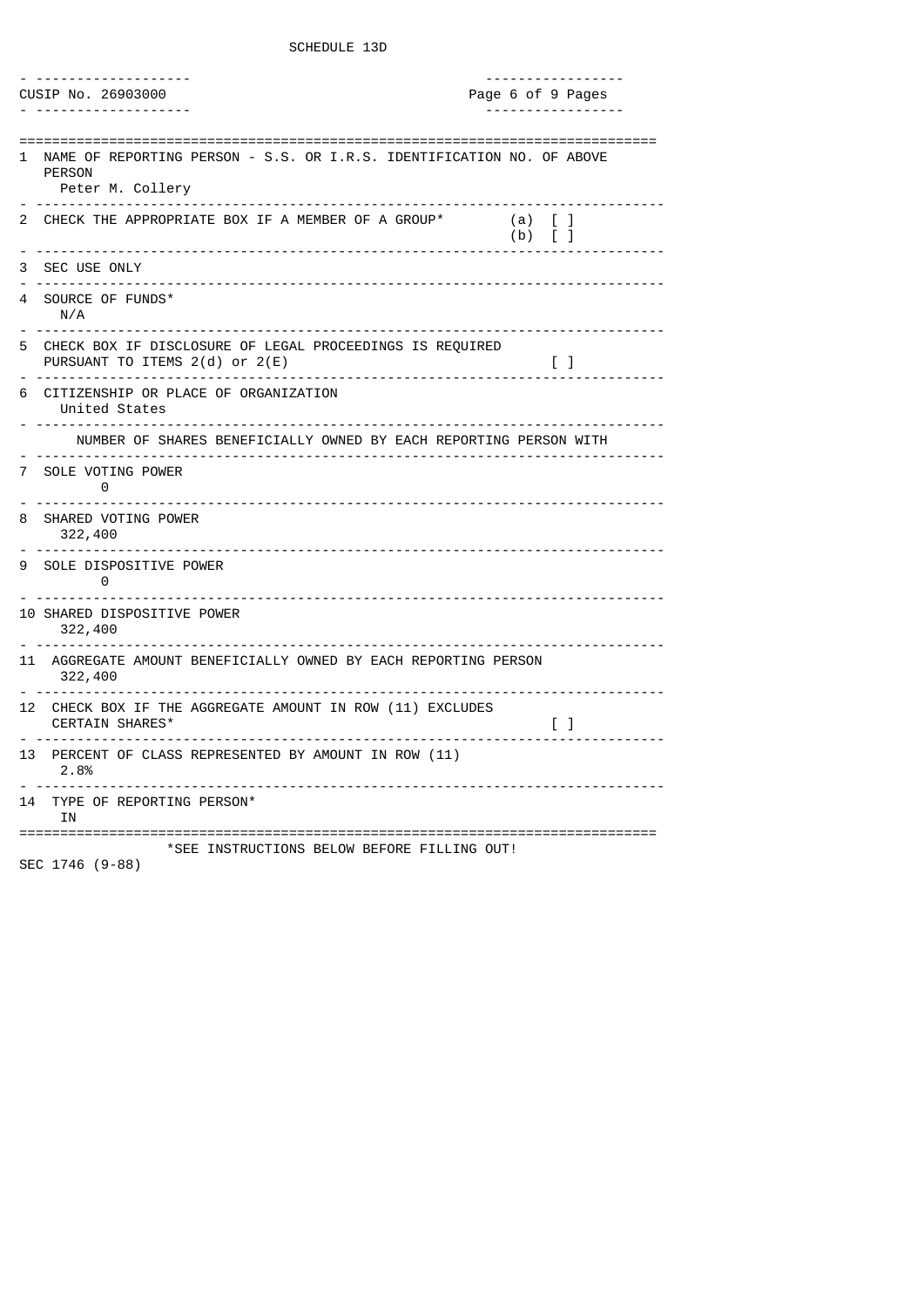SCHEDULE 13D

CUSIP No. 26903000

| | |
|---|---|
| 1 NAME OF REPORTING PERSON - S.S. OR I.R.S. IDENTIFICATION NO. OF ABOVE PERSON | Peter M. Collery |
| 2 CHECK THE APPROPRIATE BOX IF A MEMBER OF A GROUP* | (a) [ ] (b) [ ] |
| 3 SEC USE ONLY | |
| 4 SOURCE OF FUNDS* | N/A |
| 5 CHECK BOX IF DISCLOSURE OF LEGAL PROCEEDINGS IS REQUIRED PURSUANT TO ITEMS 2(d) or 2(E) | [ ] |
| 6 CITIZENSHIP OR PLACE OF ORGANIZATION | United States |
| NUMBER OF SHARES BENEFICIALLY OWNED BY EACH REPORTING PERSON WITH | |
| 7 SOLE VOTING POWER | 0 |
| 8 SHARED VOTING POWER | 322,400 |
| 9 SOLE DISPOSITIVE POWER | 0 |
| 10 SHARED DISPOSITIVE POWER | 322,400 |
| 11 AGGREGATE AMOUNT BENEFICIALLY OWNED BY EACH REPORTING PERSON | 322,400 |
| 12 CHECK BOX IF THE AGGREGATE AMOUNT IN ROW (11) EXCLUDES CERTAIN SHARES* | [ ] |
| 13 PERCENT OF CLASS REPRESENTED BY AMOUNT IN ROW (11) | 2.8% |
| 14 TYPE OF REPORTING PERSON* | IN |

*SEE INSTRUCTIONS BELOW BEFORE FILLING OUT!

SEC 1746 (9-88)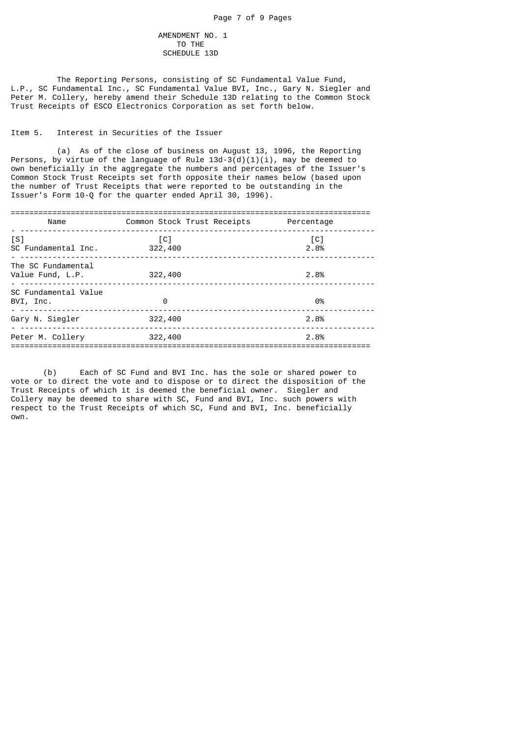# AMENDMENT NO. 1 TO THE SCHEDULE 13D

The Reporting Persons, consisting of SC Fundamental Value Fund, L.P., SC Fundamental Inc., SC Fundamental Value BVI, Inc., Gary N. Siegler and Peter M. Collery, hereby amend their Schedule 13D relating to the Common Stock Trust Receipts of ESCO Electronics Corporation as set forth below.

## Item 5. Interest in Securities of the Issuer

(a) As of the close of business on August 13, 1996, the Reporting Persons, by virtue of the language of Rule 13d-3(d)(1)(i), may be deemed to own beneficially in the aggregate the numbers and percentages of the Issuer's Common Stock Trust Receipts set forth opposite their names below (based upon the number of Trust Receipts that were reported to be outstanding in the Issuer's Form 10-Q for the quarter ended April 30, 1996).

| Name | Common Stock Trust Receipts | Percentage |
|---|---|---|
| SC Fundamental Inc. | 322,400 | 2.8% |
| The SC Fundamental Value Fund, L.P. | 322,400 | 2.8% |
| SC Fundamental Value BVI, Inc. | 0 | 0% |
| Gary N. Siegler | 322,400 | 2.8% |
| Peter M. Collery | 322,400 | 2.8% |

(b) Each of SC Fund and BVI Inc. has the sole or shared power to vote or to direct the vote and to dispose or to direct the disposition of the Trust Receipts of which it is deemed the beneficial owner. Siegler and Collery may be deemed to share with SC, Fund and BVI, Inc. such powers with respect to the Trust Receipts of which SC, Fund and BVI, Inc. beneficially own.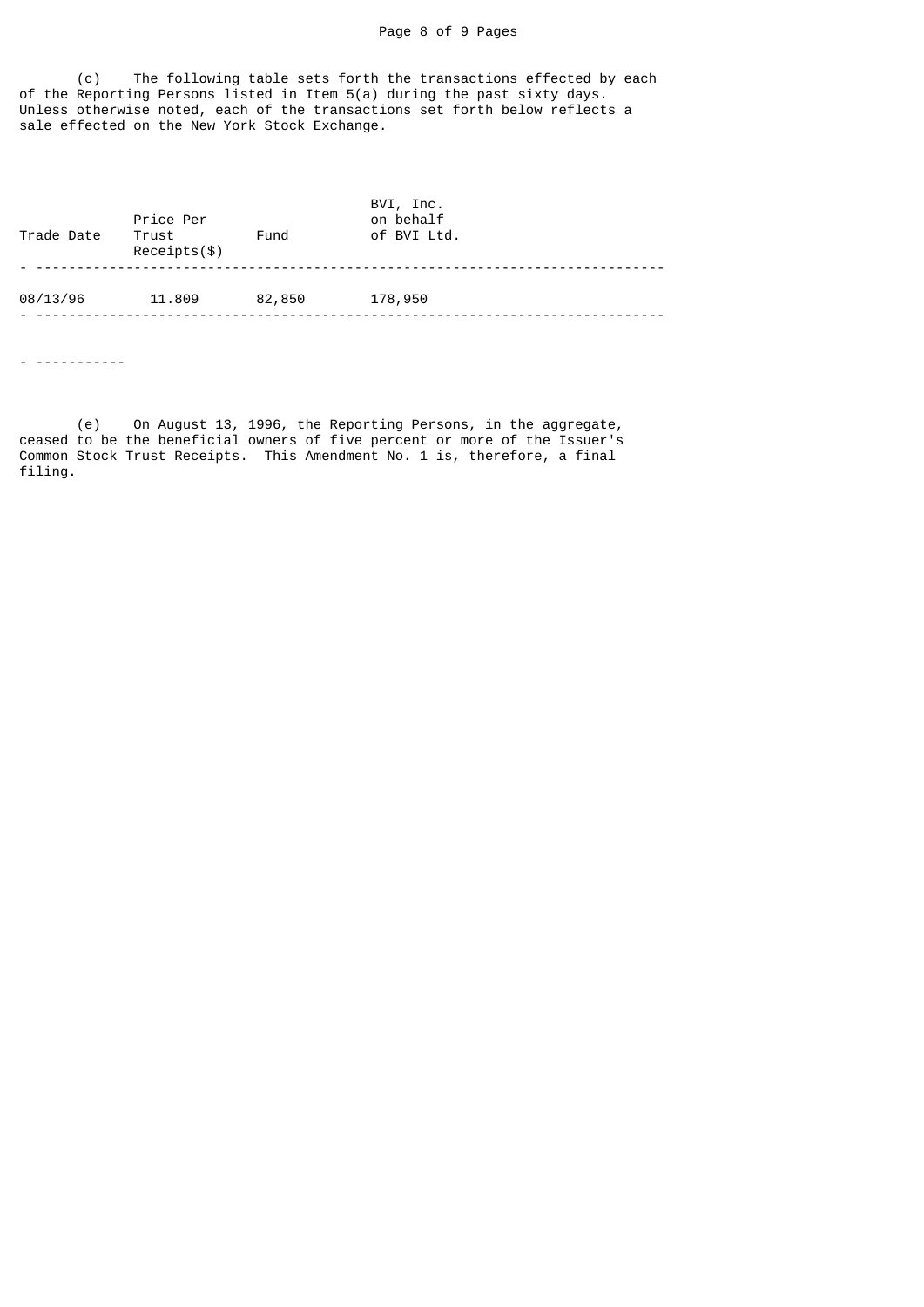(c) The following table sets forth the transactions effected by each of the Reporting Persons listed in Item 5(a) during the past sixty days. Unless otherwise noted, each of the transactions set forth below reflects a sale effected on the New York Stock Exchange.

| Trade Date | Price Per Trust Receipts($) | Fund | BVI, Inc. on behalf of BVI Ltd. |
|---|---|---|---|
| 08/13/96 | 11.809 | 82,850 | 178,950 |

- -----------

(e) On August 13, 1996, the Reporting Persons, in the aggregate, ceased to be the beneficial owners of five percent or more of the Issuer's Common Stock Trust Receipts. This Amendment No. 1 is, therefore, a final filing.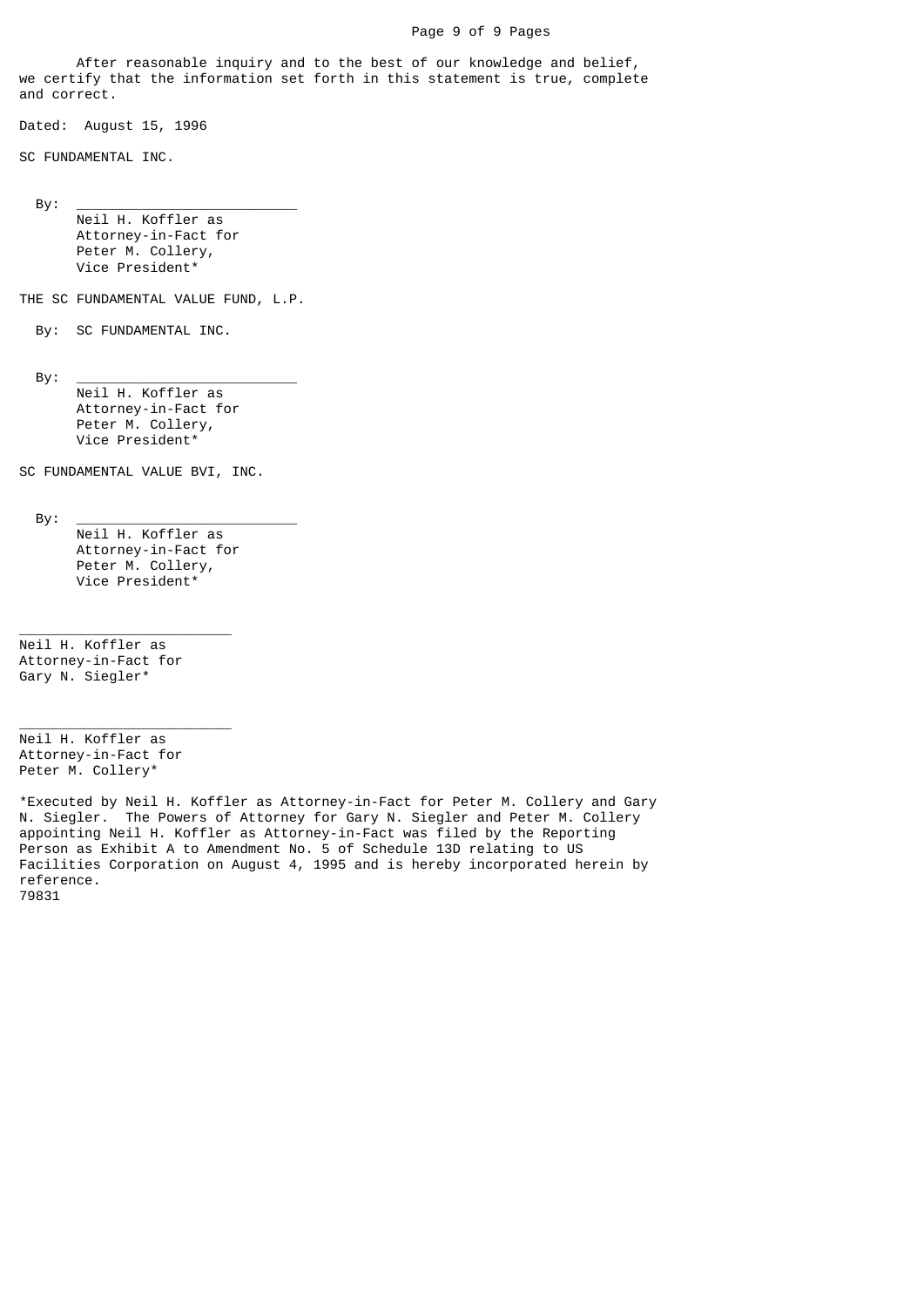After reasonable inquiry and to the best of our knowledge and belief, we certify that the information set forth in this statement is true, complete and correct.

Dated: August 15, 1996

SC FUNDAMENTAL INC.

By: ___________________________
Neil H. Koffler as
Attorney-in-Fact for
Peter M. Collery,
Vice President*

THE SC FUNDAMENTAL VALUE FUND, L.P.

By: SC FUNDAMENTAL INC.

By: ___________________________
Neil H. Koffler as
Attorney-in-Fact for
Peter M. Collery,
Vice President*

SC FUNDAMENTAL VALUE BVI, INC.

By: ___________________________
Neil H. Koffler as
Attorney-in-Fact for
Peter M. Collery,
Vice President*

___________________________
Neil H. Koffler as
Attorney-in-Fact for
Gary N. Siegler*

___________________________
Neil H. Koffler as
Attorney-in-Fact for
Peter M. Collery*

*Executed by Neil H. Koffler as Attorney-in-Fact for Peter M. Collery and Gary N. Siegler. The Powers of Attorney for Gary N. Siegler and Peter M. Collery appointing Neil H. Koffler as Attorney-in-Fact was filed by the Reporting Person as Exhibit A to Amendment No. 5 of Schedule 13D relating to US Facilities Corporation on August 4, 1995 and is hereby incorporated herein by reference.

79831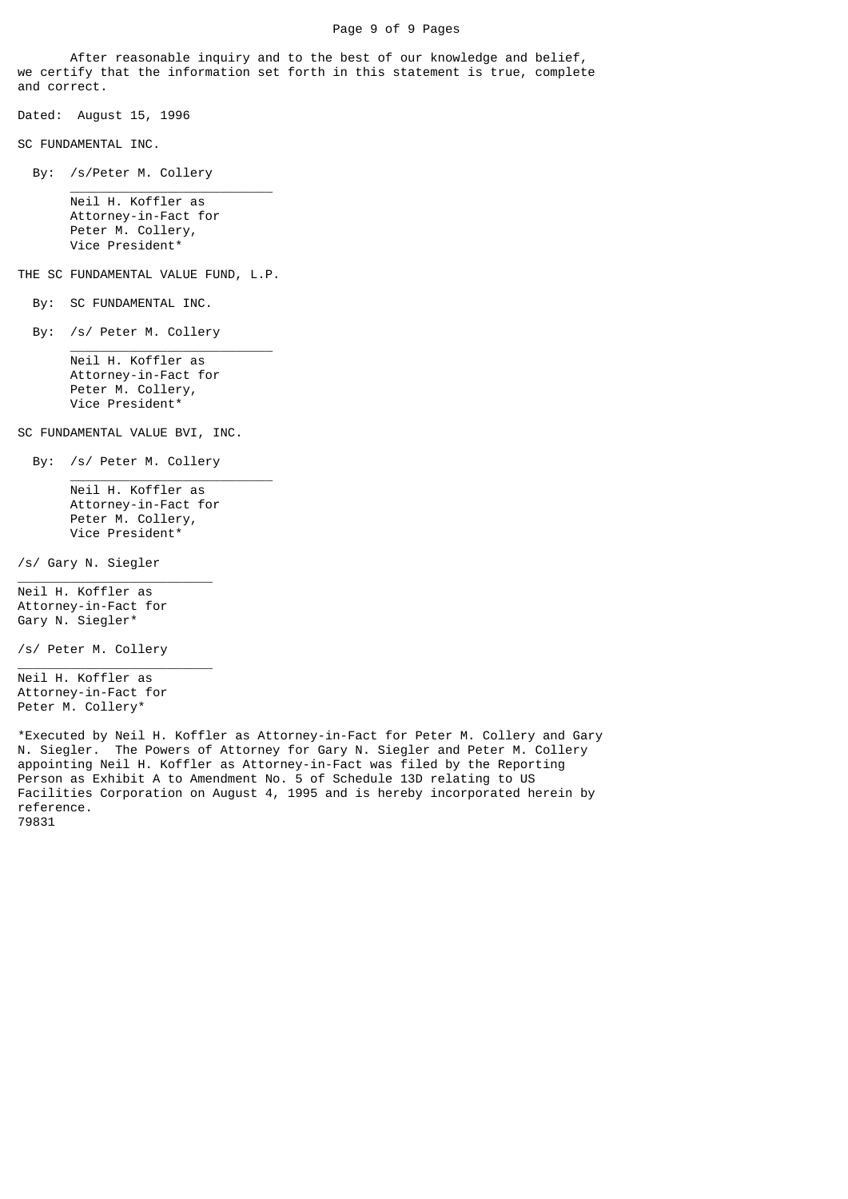After reasonable inquiry and to the best of our knowledge and belief, we certify that the information set forth in this statement is true, complete and correct.

Dated: August 15, 1996

SC FUNDAMENTAL INC.

By: /s/Peter M. Collery
\_\_\_\_\_\_\_\_\_\_\_\_\_\_\_\_\_\_\_\_\_\_\_\_\_\_\_
Neil H. Koffler as
Attorney-in-Fact for
Peter M. Collery,
Vice President*

THE SC FUNDAMENTAL VALUE FUND, L.P.

By: SC FUNDAMENTAL INC.

By: /s/ Peter M. Collery
\_\_\_\_\_\_\_\_\_\_\_\_\_\_\_\_\_\_\_\_\_\_\_\_\_\_\_
Neil H. Koffler as
Attorney-in-Fact for
Peter M. Collery,
Vice President*

SC FUNDAMENTAL VALUE BVI, INC.

By: /s/ Peter M. Collery
\_\_\_\_\_\_\_\_\_\_\_\_\_\_\_\_\_\_\_\_\_\_\_\_\_\_\_
Neil H. Koffler as
Attorney-in-Fact for
Peter M. Collery,
Vice President*

/s/ Gary N. Siegler
\_\_\_\_\_\_\_\_\_\_\_\_\_\_\_\_\_\_\_\_\_\_\_\_\_\_\_
Neil H. Koffler as
Attorney-in-Fact for
Gary N. Siegler*

/s/ Peter M. Collery
\_\_\_\_\_\_\_\_\_\_\_\_\_\_\_\_\_\_\_\_\_\_\_\_\_\_\_
Neil H. Koffler as
Attorney-in-Fact for
Peter M. Collery*

*Executed by Neil H. Koffler as Attorney-in-Fact for Peter M. Collery and Gary N. Siegler. The Powers of Attorney for Gary N. Siegler and Peter M. Collery appointing Neil H. Koffler as Attorney-in-Fact was filed by the Reporting Person as Exhibit A to Amendment No. 5 of Schedule 13D relating to US Facilities Corporation on August 4, 1995 and is hereby incorporated herein by reference.

79831